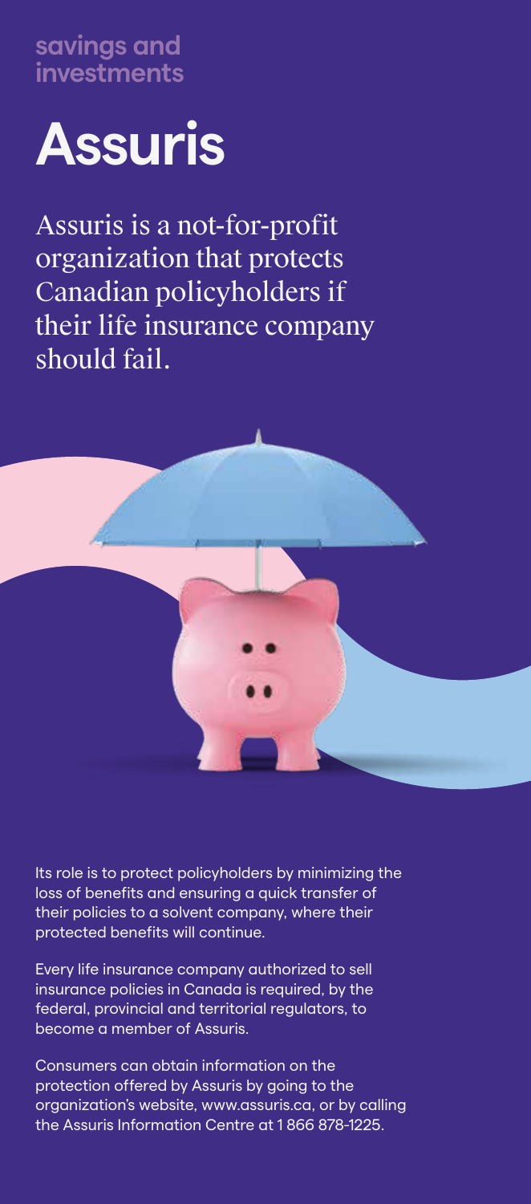savings and investments

# Assuris

Assuris is a not-for-profit organization that protects Canadian policyholders if their life insurance company should fail.

Its role is to protect policyholders by minimizing the loss of benefits and ensuring a quick transfer of their policies to a solvent company, where their protected benefits will continue.

Every life insurance company authorized to sell insurance policies in Canada is required, by the federal, provincial and territorial regulators, to become a member of Assuris.

Consumers can obtain information on the protection offered by Assuris by going to the organization's website, www.assuris.ca, or by calling the Assuris Information Centre at 1 866 878-1225.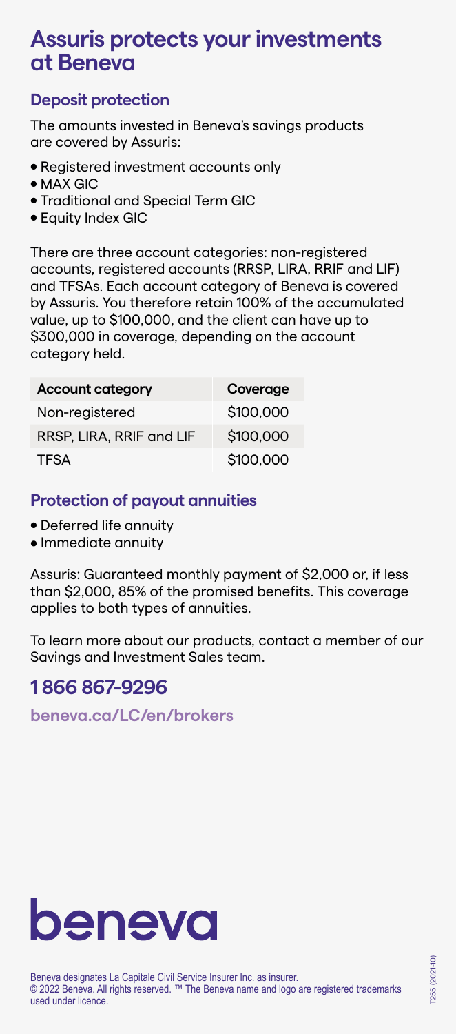# Assuris protects your investments at Beneva

## Deposit protection

The amounts invested in Beneva's savings products are covered by Assuris:

- Registered investment accounts only
- MAX GIC
- Traditional and Special Term GIC
- Equity Index GIC

There are three account categories: non-registered accounts, registered accounts (RRSP, LIRA, RRIF and LIF) and TFSAs. Each account category of Beneva is covered by Assuris. You therefore retain 100% of the accumulated value, up to $100,000, and the client can have up to $300,000 in coverage, depending on the account category held.

| Account category | Coverage |
| --- | --- |
| Non-registered | $100,000 |
| RRSP, LIRA, RRIF and LIF | $100,000 |
| TFSA | $100,000 |

## Protection of payout annuities

- Deferred life annuity
- Immediate annuity

Assuris: Guaranteed monthly payment of $2,000 or, if less than $2,000, 85% of the promised benefits. This coverage applies to both types of annuities.

To learn more about our products, contact a member of our Savings and Investment Sales team.

## 1 866 867-9296

**beneva.ca/LC/en/brokers**

beneva

Beneva designates La Capitale Civil Service Insurer Inc. as insurer.
© 2022 Beneva. All rights reserved. ™ The Beneva name and logo are registered trademarks used under licence.

T255 (2021-10)